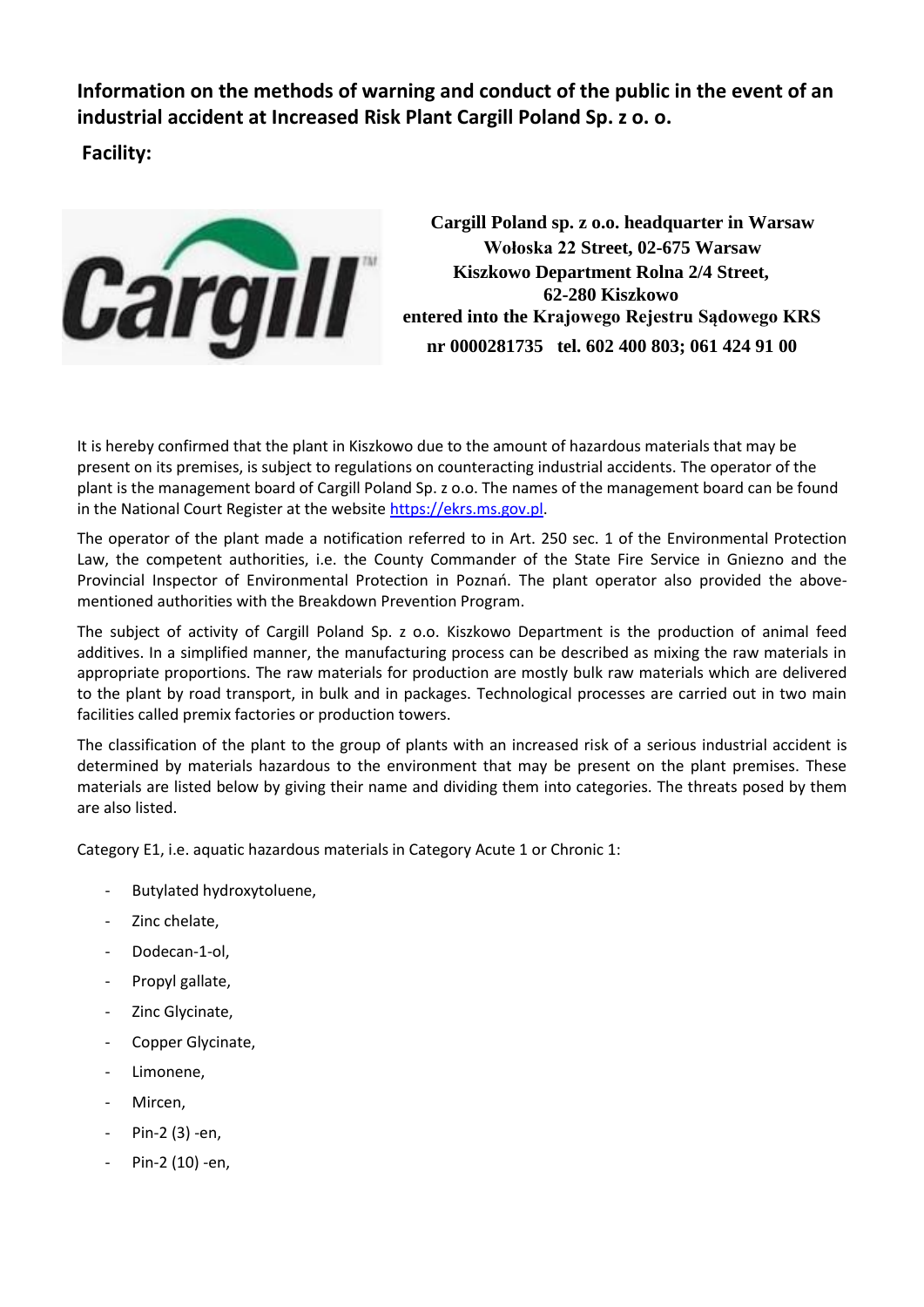**Information on the methods of warning and conduct of the public in the event of an industrial accident at Increased Risk Plant Cargill Poland Sp. z o. o.**

**Facility:**

**Cargill Poland sp. z o.o. headquarter in Warsaw**
**Wołoska 22 Street, 02-675 Warsaw**
**Kiszkowo Department Rolna 2/4 Street,**
**62-280 Kiszkowo**
**entered into the Krajowego Rejestru Sądowego KRS**
**nr 0000281735 tel. 602 400 803; 061 424 91 00**

It is hereby confirmed that the plant in Kiszkowo due to the amount of hazardous materials that may be present on its premises, is subject to regulations on counteracting industrial accidents. The operator of the plant is the management board of Cargill Poland Sp. z o.o. The names of the management board can be found in the National Court Register at the website https://ekrs.ms.gov.pl.

The operator of the plant made a notification referred to in Art. 250 sec. 1 of the Environmental Protection Law, the competent authorities, i.e. the County Commander of the State Fire Service in Gniezno and the Provincial Inspector of Environmental Protection in Poznań. The plant operator also provided the above-mentioned authorities with the Breakdown Prevention Program.

The subject of activity of Cargill Poland Sp. z o.o. Kiszkowo Department is the production of animal feed additives. In a simplified manner, the manufacturing process can be described as mixing the raw materials in appropriate proportions. The raw materials for production are mostly bulk raw materials which are delivered to the plant by road transport, in bulk and in packages. Technological processes are carried out in two main facilities called premix factories or production towers.

The classification of the plant to the group of plants with an increased risk of a serious industrial accident is determined by materials hazardous to the environment that may be present on the plant premises. These materials are listed below by giving their name and dividing them into categories. The threats posed by them are also listed.

Category E1, i.e. aquatic hazardous materials in Category Acute 1 or Chronic 1:

- Butylated hydroxytoluene,
- Zinc chelate,
- Dodecan-1-ol,
- Propyl gallate,
- Zinc Glycinate,
- Copper Glycinate,
- Limonene,
- Mircen,
- Pin-2 (3) -en,
- Pin-2 (10) -en,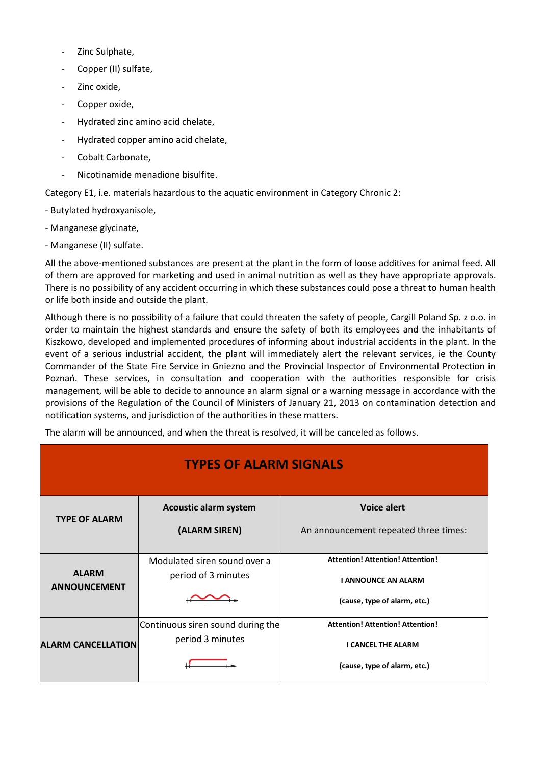- Zinc Sulphate,
- Copper (II) sulfate,
- Zinc oxide,
- Copper oxide,
- Hydrated zinc amino acid chelate,
- Hydrated copper amino acid chelate,
- Cobalt Carbonate,
- Nicotinamide menadione bisulfite.

Category E1, i.e. materials hazardous to the aquatic environment in Category Chronic 2:

- Butylated hydroxyanisole,
- Manganese glycinate,
- Manganese (II) sulfate.

All the above-mentioned substances are present at the plant in the form of loose additives for animal feed. All of them are approved for marketing and used in animal nutrition as well as they have appropriate approvals. There is no possibility of any accident occurring in which these substances could pose a threat to human health or life both inside and outside the plant.

Although there is no possibility of a failure that could threaten the safety of people, Cargill Poland Sp. z o.o. in order to maintain the highest standards and ensure the safety of both its employees and the inhabitants of Kiszkowo, developed and implemented procedures of informing about industrial accidents in the plant. In the event of a serious industrial accident, the plant will immediately alert the relevant services, ie the County Commander of the State Fire Service in Gniezno and the Provincial Inspector of Environmental Protection in Poznań. These services, in consultation and cooperation with the authorities responsible for crisis management, will be able to decide to announce an alarm signal or a warning message in accordance with the provisions of the Regulation of the Council of Ministers of January 21, 2013 on contamination detection and notification systems, and jurisdiction of the authorities in these matters.

The alarm will be announced, and when the threat is resolved, it will be canceled as follows.

| TYPES OF ALARM SIGNALS | | |
|---|---|---|
| **TYPE OF ALARM** | **Acoustic alarm system**<br>**(ALARM SIREN)** | **Voice alert**<br>An announcement repeated three times: |
| **ALARM ANNOUNCEMENT** | Modulated siren sound over a period of 3 minutes | **Attention! Attention! Attention!**<br>**I ANNOUNCE AN ALARM**<br>**(cause, type of alarm, etc.)** |
| **ALARM CANCELLATION** | Continuous siren sound during the period 3 minutes | **Attention! Attention! Attention!**<br>**I CANCEL THE ALARM**<br>**(cause, type of alarm, etc.)** |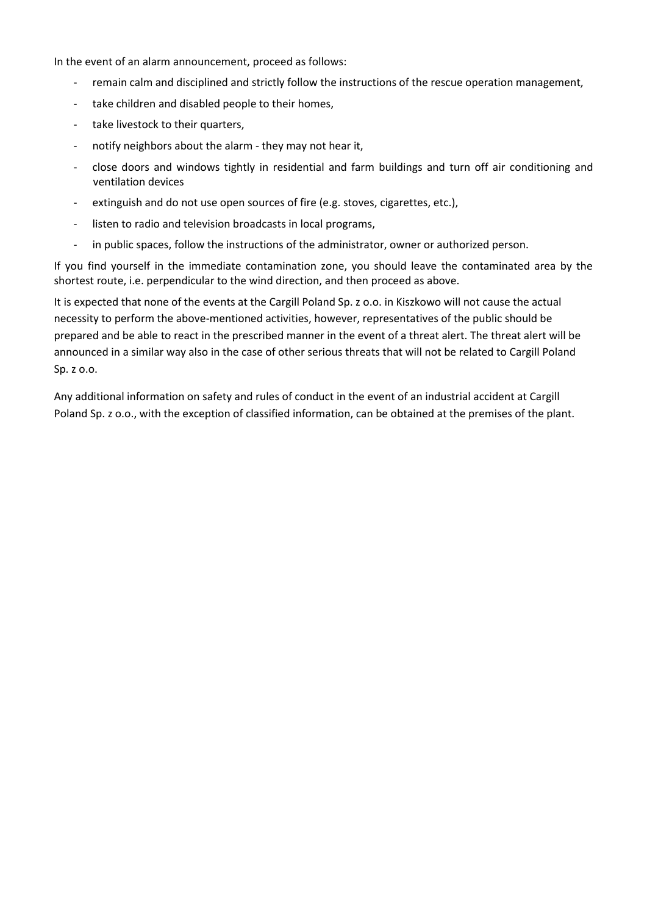In the event of an alarm announcement, proceed as follows:

- remain calm and disciplined and strictly follow the instructions of the rescue operation management,
- take children and disabled people to their homes,
- take livestock to their quarters,
- notify neighbors about the alarm - they may not hear it,
- close doors and windows tightly in residential and farm buildings and turn off air conditioning and ventilation devices
- extinguish and do not use open sources of fire (e.g. stoves, cigarettes, etc.),
- listen to radio and television broadcasts in local programs,
- in public spaces, follow the instructions of the administrator, owner or authorized person.

If you find yourself in the immediate contamination zone, you should leave the contaminated area by the shortest route, i.e. perpendicular to the wind direction, and then proceed as above.

It is expected that none of the events at the Cargill Poland Sp. z o.o. in Kiszkowo will not cause the actual necessity to perform the above-mentioned activities, however, representatives of the public should be prepared and be able to react in the prescribed manner in the event of a threat alert. The threat alert will be announced in a similar way also in the case of other serious threats that will not be related to Cargill Poland Sp. z o.o.

Any additional information on safety and rules of conduct in the event of an industrial accident at Cargill Poland Sp. z o.o., with the exception of classified information, can be obtained at the premises of the plant.